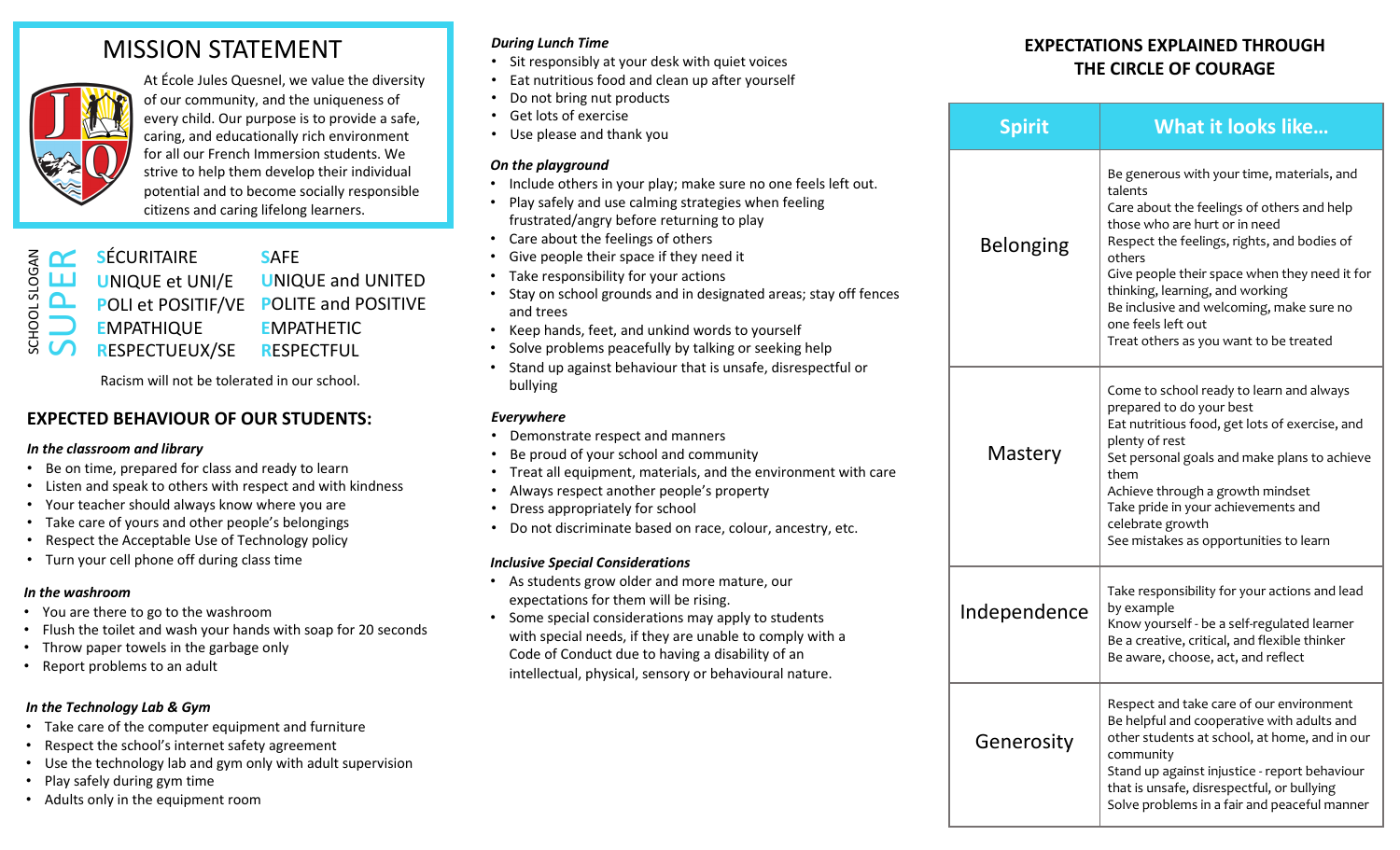# MISSION STATEMENT

At École Jules Quesnel, we value the diversity of our community, and the uniqueness of every child. Our purpose is to provide a safe, caring, and educationally rich environment for all our French Immersion students. We strive to help them develop their individual potential and to become socially responsible citizens and caring lifelong learners.

SCHOOL SLOGAN: **SUPER**

| | |
|---|---|
| **S**ÉCURITAIRE | **S**AFE |
| **U**NIQUE et UNI/E | **U**NIQUE and UNITED |
| **P**OLI et POSITIF/VE | **P**OLITE and POSITIVE |
| **E**MPATHIQUE | **E**MPATHETIC |
| **R**ESPECTUEUX/SE | **R**ESPECTFUL |

Racism will not be tolerated in our school.

## EXPECTED BEHAVIOUR OF OUR STUDENTS:

***In the classroom and library***

- Be on time, prepared for class and ready to learn
- Listen and speak to others with respect and with kindness
- Your teacher should always know where you are
- Take care of yours and other people's belongings
- Respect the Acceptable Use of Technology policy
- Turn your cell phone off during class time

***In the washroom***

- You are there to go to the washroom
- Flush the toilet and wash your hands with soap for 20 seconds
- Throw paper towels in the garbage only
- Report problems to an adult

***In the Technology Lab & Gym***

- Take care of the computer equipment and furniture
- Respect the school's internet safety agreement
- Use the technology lab and gym only with adult supervision
- Play safely during gym time
- Adults only in the equipment room

***During Lunch Time***

- Sit responsibly at your desk with quiet voices
- Eat nutritious food and clean up after yourself
- Do not bring nut products
- Get lots of exercise
- Use please and thank you

***On the playground***

- Include others in your play; make sure no one feels left out.
- Play safely and use calming strategies when feeling frustrated/angry before returning to play
- Care about the feelings of others
- Give people their space if they need it
- Take responsibility for your actions
- Stay on school grounds and in designated areas; stay off fences and trees
- Keep hands, feet, and unkind words to yourself
- Solve problems peacefully by talking or seeking help
- Stand up against behaviour that is unsafe, disrespectful or bullying

***Everywhere***

- Demonstrate respect and manners
- Be proud of your school and community
- Treat all equipment, materials, and the environment with care
- Always respect another people's property
- Dress appropriately for school
- Do not discriminate based on race, colour, ancestry, etc.

***Inclusive Special Considerations***

- As students grow older and more mature, our expectations for them will be rising.
- Some special considerations may apply to students with special needs, if they are unable to comply with a Code of Conduct due to having a disability of an intellectual, physical, sensory or behavioural nature.

## EXPECTATIONS EXPLAINED THROUGH THE CIRCLE OF COURAGE

| Spirit | What it looks like… |
|---|---|
| Belonging | Be generous with your time, materials, and talents<br>Care about the feelings of others and help those who are hurt or in need<br>Respect the feelings, rights, and bodies of others<br>Give people their space when they need it for thinking, learning, and working<br>Be inclusive and welcoming, make sure no one feels left out<br>Treat others as you want to be treated |
| Mastery | Come to school ready to learn and always prepared to do your best<br>Eat nutritious food, get lots of exercise, and plenty of rest<br>Set personal goals and make plans to achieve them<br>Achieve through a growth mindset<br>Take pride in your achievements and celebrate growth<br>See mistakes as opportunities to learn |
| Independence | Take responsibility for your actions and lead by example<br>Know yourself - be a self-regulated learner<br>Be a creative, critical, and flexible thinker<br>Be aware, choose, act, and reflect |
| Generosity | Respect and take care of our environment<br>Be helpful and cooperative with adults and other students at school, at home, and in our community<br>Stand up against injustice - report behaviour that is unsafe, disrespectful, or bullying<br>Solve problems in a fair and peaceful manner |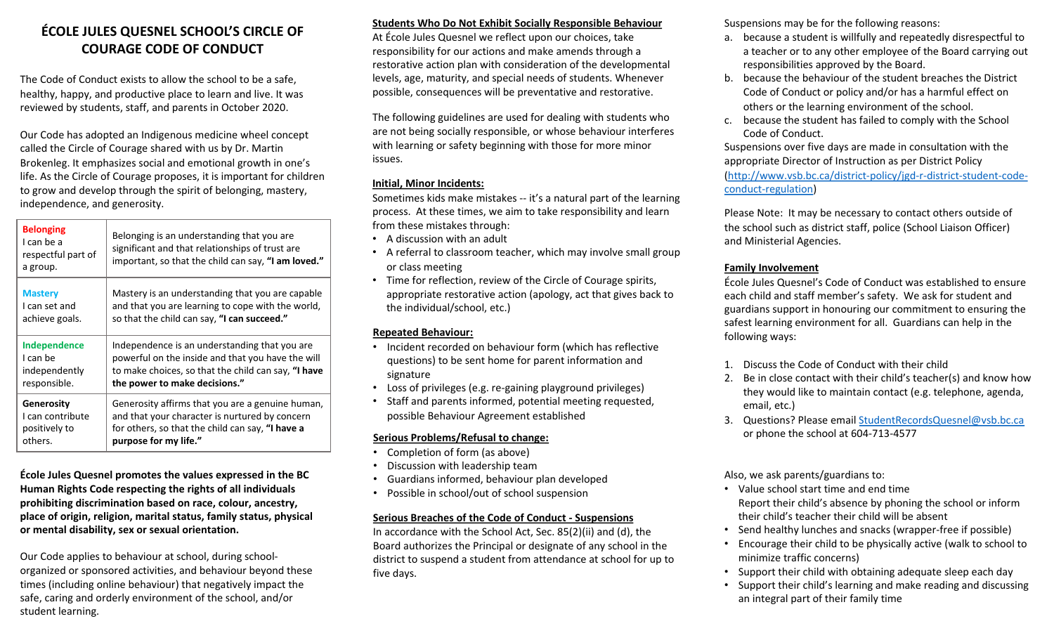# ÉCOLE JULES QUESNEL SCHOOL'S CIRCLE OF COURAGE CODE OF CONDUCT

The Code of Conduct exists to allow the school to be a safe, healthy, happy, and productive place to learn and live. It was reviewed by students, staff, and parents in October 2020.

Our Code has adopted an Indigenous medicine wheel concept called the Circle of Courage shared with us by Dr. Martin Brokenleg. It emphasizes social and emotional growth in one's life. As the Circle of Courage proposes, it is important for children to grow and develop through the spirit of belonging, mastery, independence, and generosity.

| | |
|---|---|
| **Belonging**<br>I can be a respectful part of a group. | Belonging is an understanding that you are significant and that relationships of trust are important, so that the child can say, **"I am loved."** |
| **Mastery**<br>I can set and achieve goals. | Mastery is an understanding that you are capable and that you are learning to cope with the world, so that the child can say, **"I can succeed."** |
| **Independence**<br>I can be independently responsible. | Independence is an understanding that you are powerful on the inside and that you have the will to make choices, so that the child can say, **"I have the power to make decisions."** |
| **Generosity**<br>I can contribute positively to others. | Generosity affirms that you are a genuine human, and that your character is nurtured by concern for others, so that the child can say, **"I have a purpose for my life."** |

**École Jules Quesnel promotes the values expressed in the BC Human Rights Code respecting the rights of all individuals prohibiting discrimination based on race, colour, ancestry, place of origin, religion, marital status, family status, physical or mental disability, sex or sexual orientation.**

Our Code applies to behaviour at school, during school-organized or sponsored activities, and behaviour beyond these times (including online behaviour) that negatively impact the safe, caring and orderly environment of the school, and/or student learning.

## Students Who Do Not Exhibit Socially Responsible Behaviour

At École Jules Quesnel we reflect upon our choices, take responsibility for our actions and make amends through a restorative action plan with consideration of the developmental levels, age, maturity, and special needs of students. Whenever possible, consequences will be preventative and restorative.

The following guidelines are used for dealing with students who are not being socially responsible, or whose behaviour interferes with learning or safety beginning with those for more minor issues.

### Initial, Minor Incidents:

Sometimes kids make mistakes -- it's a natural part of the learning process. At these times, we aim to take responsibility and learn from these mistakes through:

- A discussion with an adult
- A referral to classroom teacher, which may involve small group or class meeting
- Time for reflection, review of the Circle of Courage spirits, appropriate restorative action (apology, act that gives back to the individual/school, etc.)

### Repeated Behaviour:

- Incident recorded on behaviour form (which has reflective questions) to be sent home for parent information and signature
- Loss of privileges (e.g. re-gaining playground privileges)
- Staff and parents informed, potential meeting requested, possible Behaviour Agreement established

### Serious Problems/Refusal to change:

- Completion of form (as above)
- Discussion with leadership team
- Guardians informed, behaviour plan developed
- Possible in school/out of school suspension

### Serious Breaches of the Code of Conduct - Suspensions

In accordance with the School Act, Sec. 85(2)(ii) and (d), the Board authorizes the Principal or designate of any school in the district to suspend a student from attendance at school for up to five days.

Suspensions may be for the following reasons:

a. because a student is willfully and repeatedly disrespectful to a teacher or to any other employee of the Board carrying out responsibilities approved by the Board.
b. because the behaviour of the student breaches the District Code of Conduct or policy and/or has a harmful effect on others or the learning environment of the school.
c. because the student has failed to comply with the School Code of Conduct.

Suspensions over five days are made in consultation with the appropriate Director of Instruction as per District Policy (http://www.vsb.bc.ca/district-policy/jgd-r-district-student-code-conduct-regulation)

Please Note: It may be necessary to contact others outside of the school such as district staff, police (School Liaison Officer) and Ministerial Agencies.

## Family Involvement

École Jules Quesnel's Code of Conduct was established to ensure each child and staff member's safety. We ask for student and guardians support in honouring our commitment to ensuring the safest learning environment for all. Guardians can help in the following ways:

1. Discuss the Code of Conduct with their child
2. Be in close contact with their child's teacher(s) and know how they would like to maintain contact (e.g. telephone, agenda, email, etc.)
3. Questions? Please email StudentRecordsQuesnel@vsb.bc.ca or phone the school at 604-713-4577

Also, we ask parents/guardians to:

- Value school start time and end time
  Report their child's absence by phoning the school or inform their child's teacher their child will be absent
- Send healthy lunches and snacks (wrapper-free if possible)
- Encourage their child to be physically active (walk to school to minimize traffic concerns)
- Support their child with obtaining adequate sleep each day
- Support their child's learning and make reading and discussing an integral part of their family time